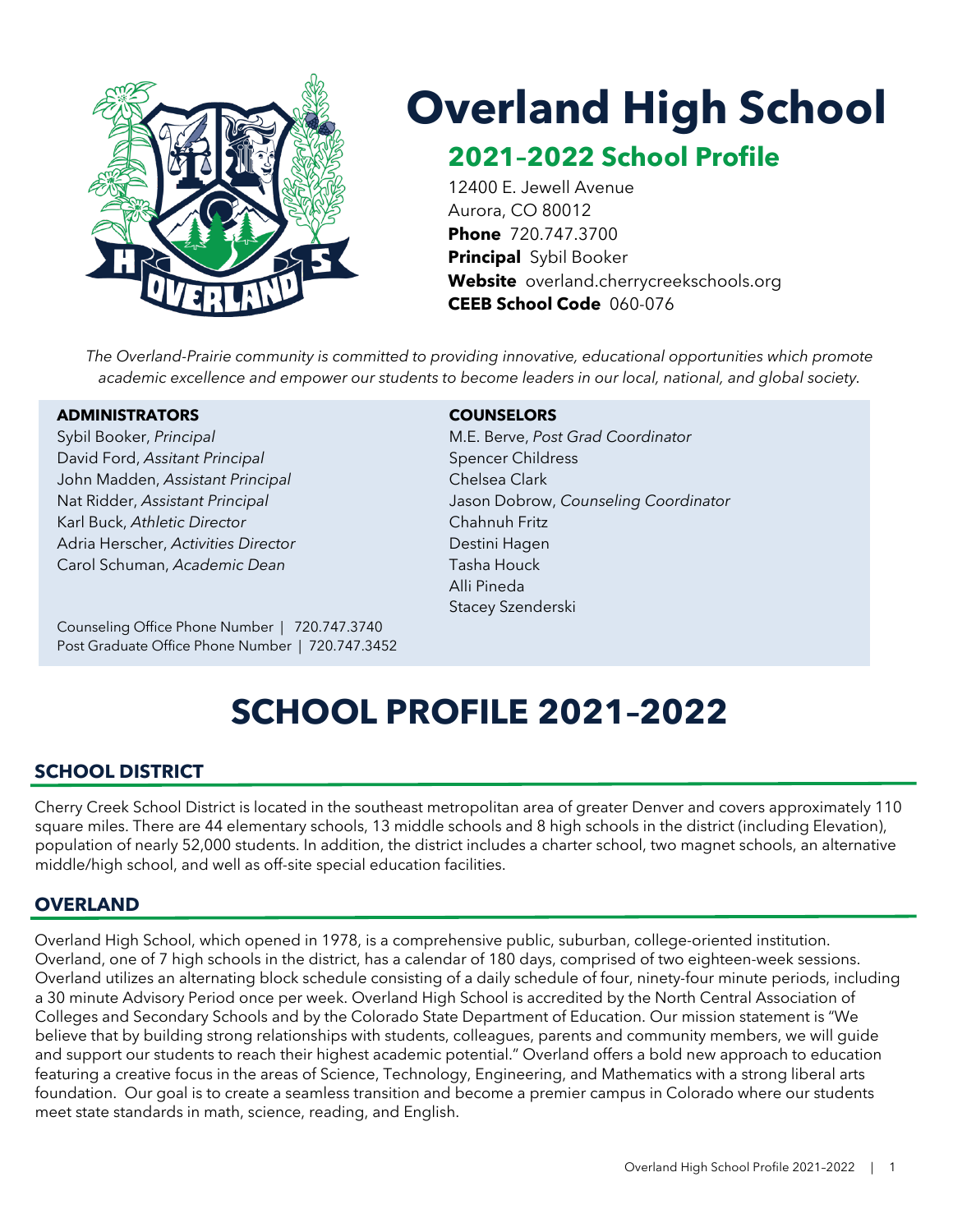# Overland High School

## 2021–2022 School Profile

12400 E. Jewell Avenue
Aurora, CO 80012
**Phone** 720.747.3700
**Principal** Sybil Booker
**Website** overland.cherrycreekschools.org
**CEEB School Code** 060-076

*The Overland-Prairie community is committed to providing innovative, educational opportunities which promote academic excellence and empower our students to become leaders in our local, national, and global society.*

**ADMINISTRATORS**

Sybil Booker, *Principal*
David Ford, *Assitant Principal*
John Madden, *Assistant Principal*
Nat Ridder, *Assistant Principal*
Karl Buck, *Athletic Director*
Adria Herscher, *Activities Director*
Carol Schuman, *Academic Dean*

Counseling Office Phone Number | 720.747.3740
Post Graduate Office Phone Number | 720.747.3452

**COUNSELORS**

M.E. Berve, *Post Grad Coordinator*
Spencer Childress
Chelsea Clark
Jason Dobrow, *Counseling Coordinator*
Chahnuh Fritz
Destini Hagen
Tasha Houck
Alli Pineda
Stacey Szenderski

# SCHOOL PROFILE 2021–2022

## SCHOOL DISTRICT

Cherry Creek School District is located in the southeast metropolitan area of greater Denver and covers approximately 110 square miles. There are 44 elementary schools, 13 middle schools and 8 high schools in the district (including Elevation), population of nearly 52,000 students. In addition, the district includes a charter school, two magnet schools, an alternative middle/high school, and well as off-site special education facilities.

## OVERLAND

Overland High School, which opened in 1978, is a comprehensive public, suburban, college-oriented institution. Overland, one of 7 high schools in the district, has a calendar of 180 days, comprised of two eighteen-week sessions. Overland utilizes an alternating block schedule consisting of a daily schedule of four, ninety-four minute periods, including a 30 minute Advisory Period once per week. Overland High School is accredited by the North Central Association of Colleges and Secondary Schools and by the Colorado State Department of Education. Our mission statement is "We believe that by building strong relationships with students, colleagues, parents and community members, we will guide and support our students to reach their highest academic potential." Overland offers a bold new approach to education featuring a creative focus in the areas of Science, Technology, Engineering, and Mathematics with a strong liberal arts foundation. Our goal is to create a seamless transition and become a premier campus in Colorado where our students meet state standards in math, science, reading, and English.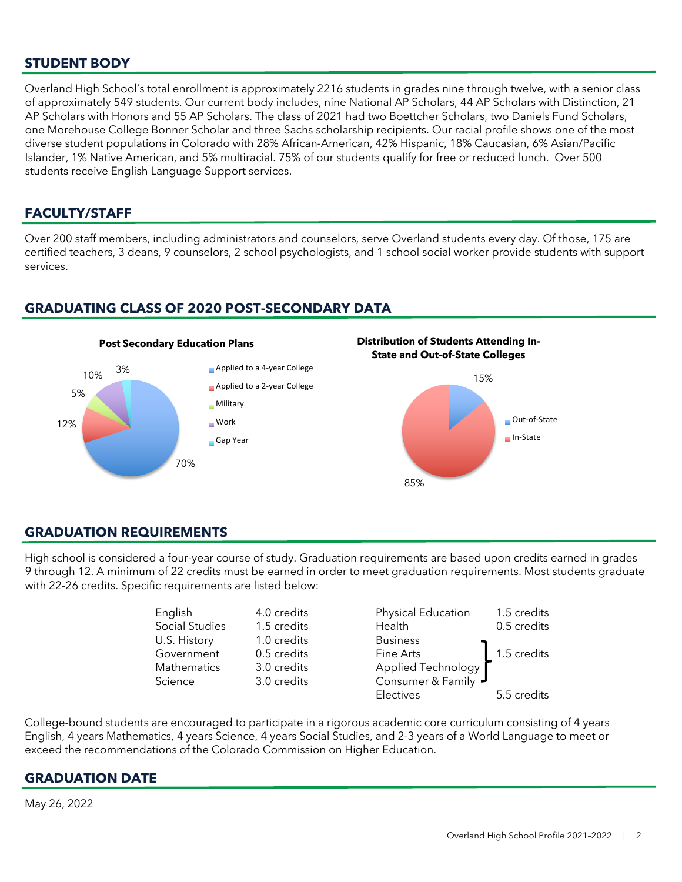## STUDENT BODY

Overland High School's total enrollment is approximately 2216 students in grades nine through twelve, with a senior class of approximately 549 students. Our current body includes, nine National AP Scholars, 44 AP Scholars with Distinction, 21 AP Scholars with Honors and 55 AP Scholars. The class of 2021 had two Boettcher Scholars, two Daniels Fund Scholars, one Morehouse College Bonner Scholar and three Sachs scholarship recipients. Our racial profile shows one of the most diverse student populations in Colorado with 28% African-American, 42% Hispanic, 18% Caucasian, 6% Asian/Pacific Islander, 1% Native American, and 5% multiracial. 75% of our students qualify for free or reduced lunch. Over 500 students receive English Language Support services.

## FACULTY/STAFF

Over 200 staff members, including administrators and counselors, serve Overland students every day. Of those, 175 are certified teachers, 3 deans, 9 counselors, 2 school psychologists, and 1 school social worker provide students with support services.

## GRADUATING CLASS OF 2020 POST-SECONDARY DATA

**Post Secondary Education Plans**

| Plan | Percent |
|---|---|
| Applied to a 4-year College | 70% |
| Applied to a 2-year College | 12% |
| Military | 5% |
| Work | 10% |
| Gap Year | 3% |

**Distribution of Students Attending In-State and Out-of-State Colleges**

| Location | Percent |
|---|---|
| Out-of-State | 15% |
| In-State | 85% |

## GRADUATION REQUIREMENTS

High school is considered a four-year course of study. Graduation requirements are based upon credits earned in grades 9 through 12. A minimum of 22 credits must be earned in order to meet graduation requirements. Most students graduate with 22-26 credits. Specific requirements are listed below:

| Subject | Credits | Subject | Credits |
|---|---|---|---|
| English | 4.0 credits | Physical Education | 1.5 credits |
| Social Studies | 1.5 credits | Health | 0.5 credits |
| U.S. History | 1.0 credits | Business / Fine Arts / Applied Technology / Consumer & Family | 1.5 credits |
| Government | 0.5 credits | | |
| Mathematics | 3.0 credits | | |
| Science | 3.0 credits | | |
| | | Electives | 5.5 credits |

College-bound students are encouraged to participate in a rigorous academic core curriculum consisting of 4 years English, 4 years Mathematics, 4 years Science, 4 years Social Studies, and 2-3 years of a World Language to meet or exceed the recommendations of the Colorado Commission on Higher Education.

## GRADUATION DATE

May 26, 2022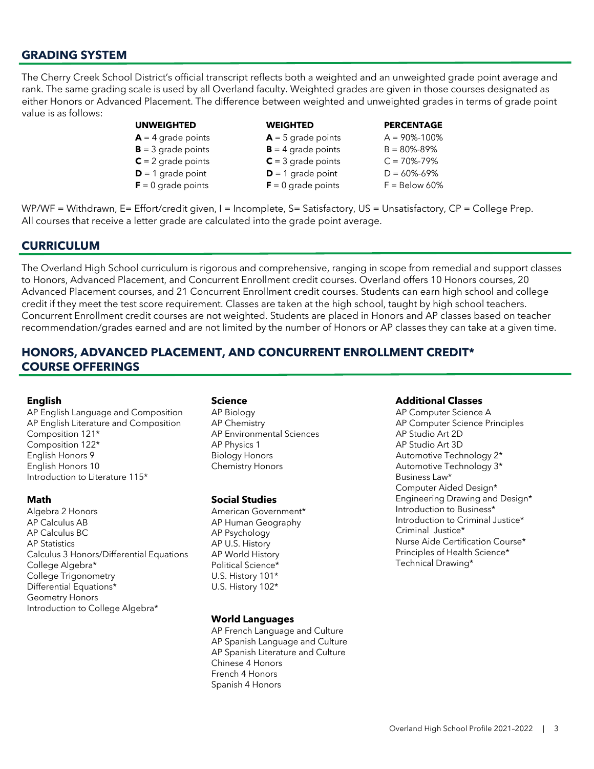## GRADING SYSTEM

The Cherry Creek School District's official transcript reflects both a weighted and an unweighted grade point average and rank. The same grading scale is used by all Overland faculty. Weighted grades are given in those courses designated as either Honors or Advanced Placement. The difference between weighted and unweighted grades in terms of grade point value is as follows:

| UNWEIGHTED | WEIGHTED | PERCENTAGE |
|---|---|---|
| **A** = 4 grade points | **A** = 5 grade points | A = 90%-100% |
| **B** = 3 grade points | **B** = 4 grade points | B = 80%-89% |
| **C** = 2 grade points | **C** = 3 grade points | C = 70%-79% |
| **D** = 1 grade point | **D** = 1 grade point | D = 60%-69% |
| **F** = 0 grade points | **F** = 0 grade points | F = Below 60% |

WP/WF = Withdrawn, E= Effort/credit given, I = Incomplete, S= Satisfactory, US = Unsatisfactory, CP = College Prep. All courses that receive a letter grade are calculated into the grade point average.

## CURRICULUM

The Overland High School curriculum is rigorous and comprehensive, ranging in scope from remedial and support classes to Honors, Advanced Placement, and Concurrent Enrollment credit courses. Overland offers 10 Honors courses, 20 Advanced Placement courses, and 21 Concurrent Enrollment credit courses. Students can earn high school and college credit if they meet the test score requirement. Classes are taken at the high school, taught by high school teachers. Concurrent Enrollment credit courses are not weighted. Students are placed in Honors and AP classes based on teacher recommendation/grades earned and are not limited by the number of Honors or AP classes they can take at a given time.

## HONORS, ADVANCED PLACEMENT, AND CONCURRENT ENROLLMENT CREDIT* COURSE OFFERINGS

**English**
- AP English Language and Composition
- AP English Literature and Composition
- Composition 121*
- Composition 122*
- English Honors 9
- English Honors 10
- Introduction to Literature 115*

**Math**
- Algebra 2 Honors
- AP Calculus AB
- AP Calculus BC
- AP Statistics
- Calculus 3 Honors/Differential Equations
- College Algebra*
- College Trigonometry
- Differential Equations*
- Geometry Honors
- Introduction to College Algebra*

**Science**
- AP Biology
- AP Chemistry
- AP Environmental Sciences
- AP Physics 1
- Biology Honors
- Chemistry Honors

**Social Studies**
- American Government*
- AP Human Geography
- AP Psychology
- AP U.S. History
- AP World History
- Political Science*
- U.S. History 101*
- U.S. History 102*

**World Languages**
- AP French Language and Culture
- AP Spanish Language and Culture
- AP Spanish Literature and Culture
- Chinese 4 Honors
- French 4 Honors
- Spanish 4 Honors

**Additional Classes**
- AP Computer Science A
- AP Computer Science Principles
- AP Studio Art 2D
- AP Studio Art 3D
- Automotive Technology 2*
- Automotive Technology 3*
- Business Law*
- Computer Aided Design*
- Engineering Drawing and Design*
- Introduction to Business*
- Introduction to Criminal Justice*
- Criminal Justice*
- Nurse Aide Certification Course*
- Principles of Health Science*
- Technical Drawing*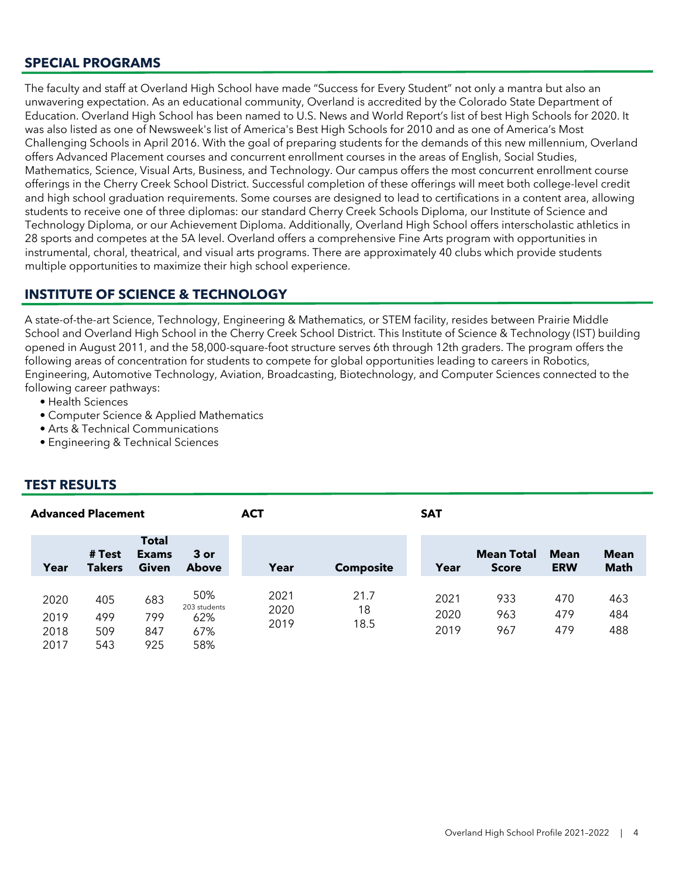## SPECIAL PROGRAMS

The faculty and staff at Overland High School have made "Success for Every Student" not only a mantra but also an unwavering expectation. As an educational community, Overland is accredited by the Colorado State Department of Education. Overland High School has been named to U.S. News and World Report's list of best High Schools for 2020. It was also listed as one of Newsweek's list of America's Best High Schools for 2010 and as one of America's Most Challenging Schools in April 2016. With the goal of preparing students for the demands of this new millennium, Overland offers Advanced Placement courses and concurrent enrollment courses in the areas of English, Social Studies, Mathematics, Science, Visual Arts, Business, and Technology. Our campus offers the most concurrent enrollment course offerings in the Cherry Creek School District. Successful completion of these offerings will meet both college-level credit and high school graduation requirements. Some courses are designed to lead to certifications in a content area, allowing students to receive one of three diplomas: our standard Cherry Creek Schools Diploma, our Institute of Science and Technology Diploma, or our Achievement Diploma. Additionally, Overland High School offers interscholastic athletics in 28 sports and competes at the 5A level. Overland offers a comprehensive Fine Arts program with opportunities in instrumental, choral, theatrical, and visual arts programs. There are approximately 40 clubs which provide students multiple opportunities to maximize their high school experience.

## INSTITUTE OF SCIENCE & TECHNOLOGY

A state-of-the-art Science, Technology, Engineering & Mathematics, or STEM facility, resides between Prairie Middle School and Overland High School in the Cherry Creek School District. This Institute of Science & Technology (IST) building opened in August 2011, and the 58,000-square-foot structure serves 6th through 12th graders. The program offers the following areas of concentration for students to compete for global opportunities leading to careers in Robotics, Engineering, Automotive Technology, Aviation, Broadcasting, Biotechnology, and Computer Sciences connected to the following career pathways:

- Health Sciences
- Computer Science & Applied Mathematics
- Arts & Technical Communications
- Engineering & Technical Sciences

## TEST RESULTS

**Advanced Placement**

| Year | # Test Takers | Total Exams Given | 3 or Above |
|---|---|---|---|
| 2020 | 405 | 683 | 50% 203 students |
| 2019 | 499 | 799 | 62% |
| 2018 | 509 | 847 | 67% |
| 2017 | 543 | 925 | 58% |

**ACT**

| Year | Composite |
|---|---|
| 2021 | 21.7 |
| 2020 | 18 |
| 2019 | 18.5 |

**SAT**

| Year | Mean Total Score | Mean ERW | Mean Math |
|---|---|---|---|
| 2021 | 933 | 470 | 463 |
| 2020 | 963 | 479 | 484 |
| 2019 | 967 | 479 | 488 |